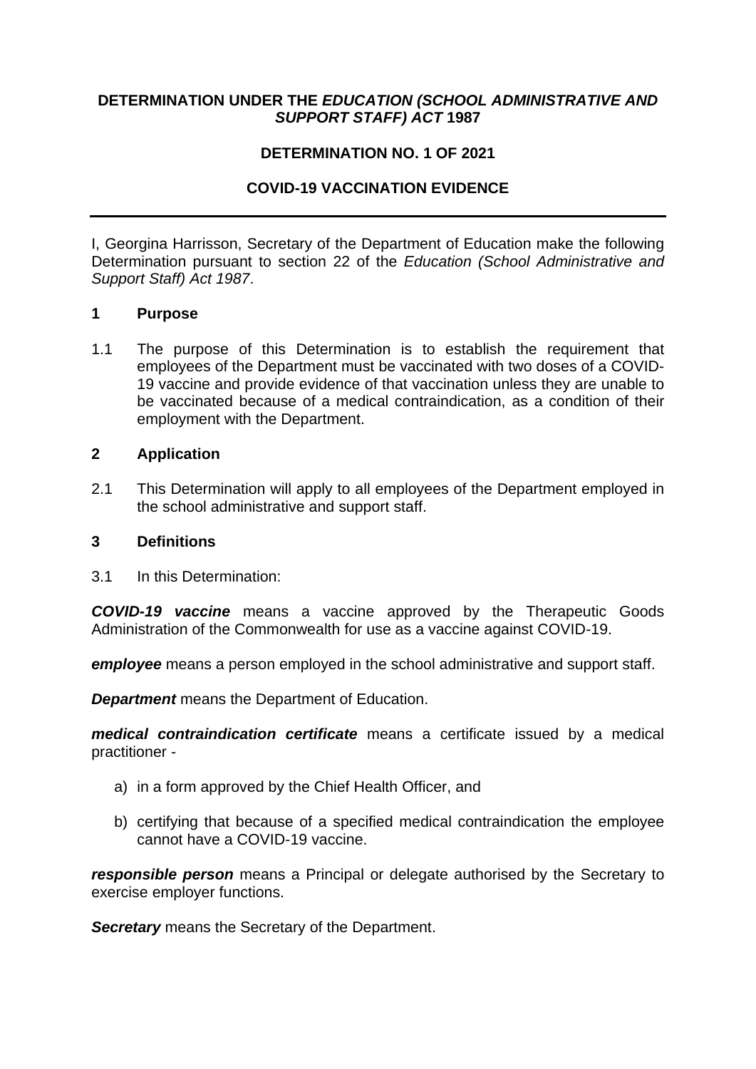**DETERMINATION UNDER THE *EDUCATION (SCHOOL ADMINISTRATIVE AND SUPPORT STAFF) ACT* 1987**

**DETERMINATION NO. 1 OF 2021**

**COVID-19 VACCINATION EVIDENCE**

---

I, Georgina Harrisson, Secretary of the Department of Education make the following Determination pursuant to section 22 of the *Education (School Administrative and Support Staff) Act 1987*.

## 1 Purpose

1.1 The purpose of this Determination is to establish the requirement that employees of the Department must be vaccinated with two doses of a COVID-19 vaccine and provide evidence of that vaccination unless they are unable to be vaccinated because of a medical contraindication, as a condition of their employment with the Department.

## 2 Application

2.1 This Determination will apply to all employees of the Department employed in the school administrative and support staff.

## 3 Definitions

3.1 In this Determination:

***COVID-19 vaccine*** means a vaccine approved by the Therapeutic Goods Administration of the Commonwealth for use as a vaccine against COVID-19.

***employee*** means a person employed in the school administrative and support staff.

***Department*** means the Department of Education.

***medical contraindication certificate*** means a certificate issued by a medical practitioner -

a) in a form approved by the Chief Health Officer, and

b) certifying that because of a specified medical contraindication the employee cannot have a COVID-19 vaccine.

***responsible person*** means a Principal or delegate authorised by the Secretary to exercise employer functions.

***Secretary*** means the Secretary of the Department.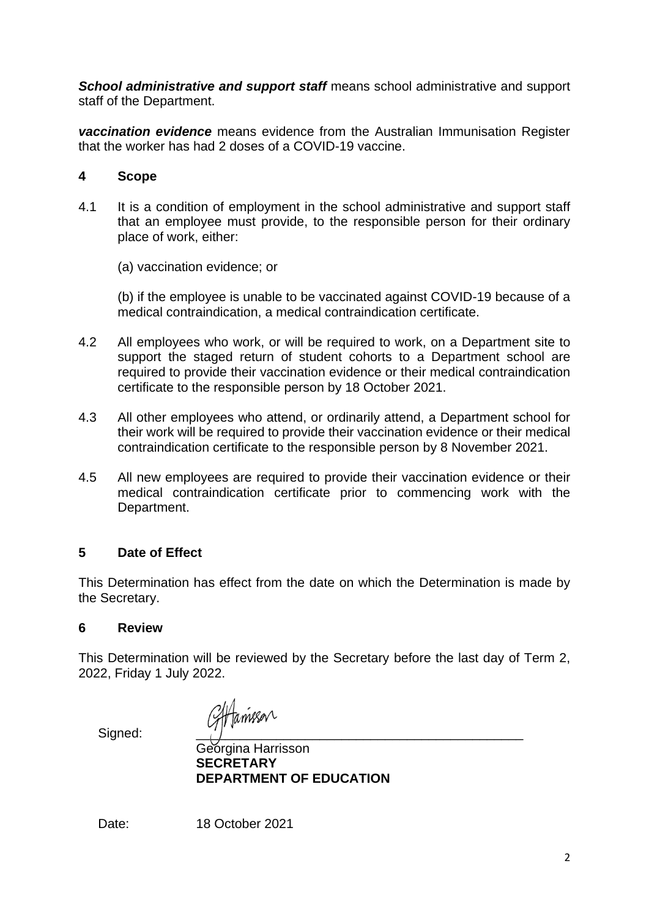***School administrative and support staff*** means school administrative and support staff of the Department.

***vaccination evidence*** means evidence from the Australian Immunisation Register that the worker has had 2 doses of a COVID-19 vaccine.

## 4 Scope

4.1 It is a condition of employment in the school administrative and support staff that an employee must provide, to the responsible person for their ordinary place of work, either:

(a) vaccination evidence; or

(b) if the employee is unable to be vaccinated against COVID-19 because of a medical contraindication, a medical contraindication certificate.

4.2 All employees who work, or will be required to work, on a Department site to support the staged return of student cohorts to a Department school are required to provide their vaccination evidence or their medical contraindication certificate to the responsible person by 18 October 2021.

4.3 All other employees who attend, or ordinarily attend, a Department school for their work will be required to provide their vaccination evidence or their medical contraindication certificate to the responsible person by 8 November 2021.

4.5 All new employees are required to provide their vaccination evidence or their medical contraindication certificate prior to commencing work with the Department.

## 5 Date of Effect

This Determination has effect from the date on which the Determination is made by the Secretary.

## 6 Review

This Determination will be reviewed by the Secretary before the last day of Term 2, 2022, Friday 1 July 2022.

Signed: ______________________________

Georgina Harrisson
**SECRETARY**
**DEPARTMENT OF EDUCATION**

Date: 18 October 2021